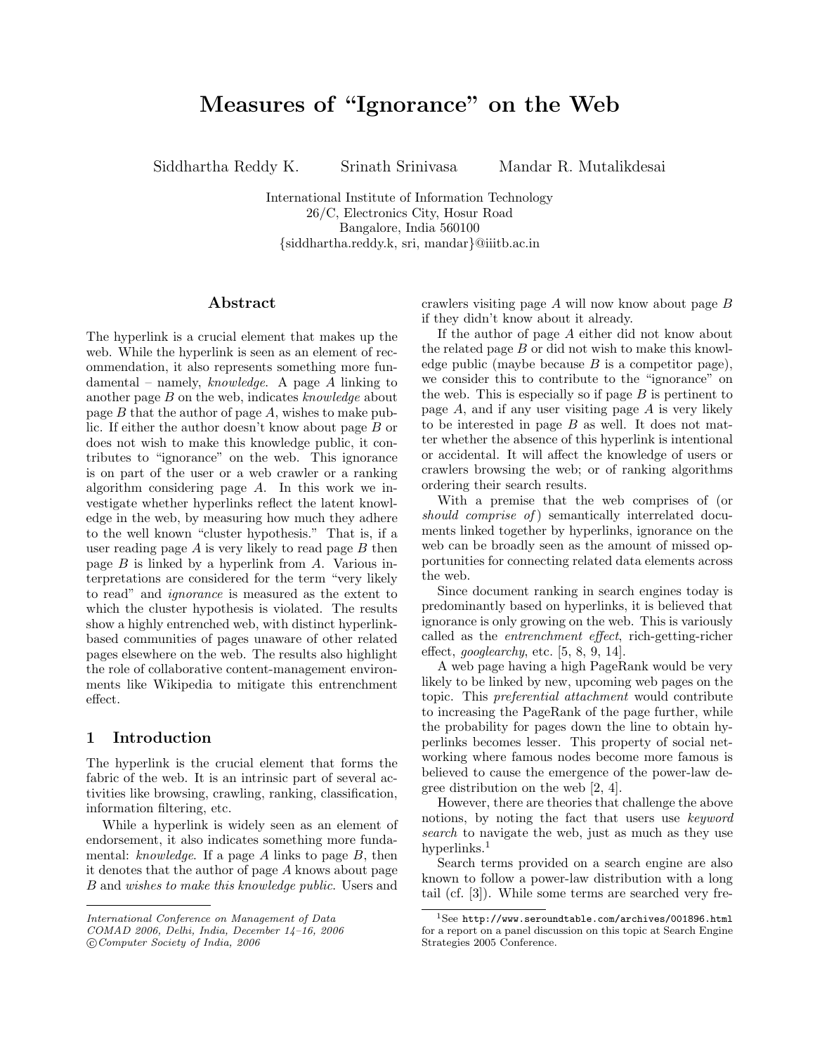# Measures of "Ignorance" on the Web

Siddhartha Reddy K. Srinath Srinivasa Mandar R. Mutalikdesai

International Institute of Information Technology
26/C, Electronics City, Hosur Road
Bangalore, India 560100
{siddhartha.reddy.k, sri, mandar}@iiitb.ac.in

## Abstract

The hyperlink is a crucial element that makes up the web. While the hyperlink is seen as an element of recommendation, it also represents something more fundamental – namely, *knowledge*. A page $A$ linking to another page $B$ on the web, indicates *knowledge* about page $B$ that the author of page $A$, wishes to make public. If either the author doesn't know about page $B$ or does not wish to make this knowledge public, it contributes to "ignorance" on the web. This ignorance is on part of the user or a web crawler or a ranking algorithm considering page $A$. In this work we investigate whether hyperlinks reflect the latent knowledge in the web, by measuring how much they adhere to the well known "cluster hypothesis." That is, if a user reading page $A$ is very likely to read page $B$ then page $B$ is linked by a hyperlink from $A$. Various interpretations are considered for the term "very likely to read" and *ignorance* is measured as the extent to which the cluster hypothesis is violated. The results show a highly entrenched web, with distinct hyperlink-based communities of pages unaware of other related pages elsewhere on the web. The results also highlight the role of collaborative content-management environments like Wikipedia to mitigate this entrenchment effect.

## 1 Introduction

The hyperlink is the crucial element that forms the fabric of the web. It is an intrinsic part of several activities like browsing, crawling, ranking, classification, information filtering, etc.

While a hyperlink is widely seen as an element of endorsement, it also indicates something more fundamental: *knowledge*. If a page $A$ links to page $B$, then it denotes that the author of page $A$ knows about page $B$ and *wishes to make this knowledge public*. Users and crawlers visiting page $A$ will now know about page $B$ if they didn't know about it already.

If the author of page $A$ either did not know about the related page $B$ or did not wish to make this knowledge public (maybe because $B$ is a competitor page), we consider this to contribute to the "ignorance" on the web. This is especially so if page $B$ is pertinent to page $A$, and if any user visiting page $A$ is very likely to be interested in page $B$ as well. It does not matter whether the absence of this hyperlink is intentional or accidental. It will affect the knowledge of users or crawlers browsing the web; or of ranking algorithms ordering their search results.

With a premise that the web comprises of (or *should comprise of*) semantically interrelated documents linked together by hyperlinks, ignorance on the web can be broadly seen as the amount of missed opportunities for connecting related data elements across the web.

Since document ranking in search engines today is predominantly based on hyperlinks, it is believed that ignorance is only growing on the web. This is variously called as the *entrenchment effect*, rich-getting-richer effect, *googlearchy*, etc. [5, 8, 9, 14].

A web page having a high PageRank would be very likely to be linked by new, upcoming web pages on the topic. This *preferential attachment* would contribute to increasing the PageRank of the page further, while the probability for pages down the line to obtain hyperlinks becomes lesser. This property of social networking where famous nodes become more famous is believed to cause the emergence of the power-law degree distribution on the web [2, 4].

However, there are theories that challenge the above notions, by noting the fact that users use *keyword search* to navigate the web, just as much as they use hyperlinks.[1]

Search terms provided on a search engine are also known to follow a power-law distribution with a long tail (cf. [3]). While some terms are searched very fre-

[1] See http://www.seroundtable.com/archives/001896.html for a report on a panel discussion on this topic at Search Engine Strategies 2005 Conference.

*International Conference on Management of Data*
*COMAD 2006, Delhi, India, December 14–16, 2006*
*©Computer Society of India, 2006*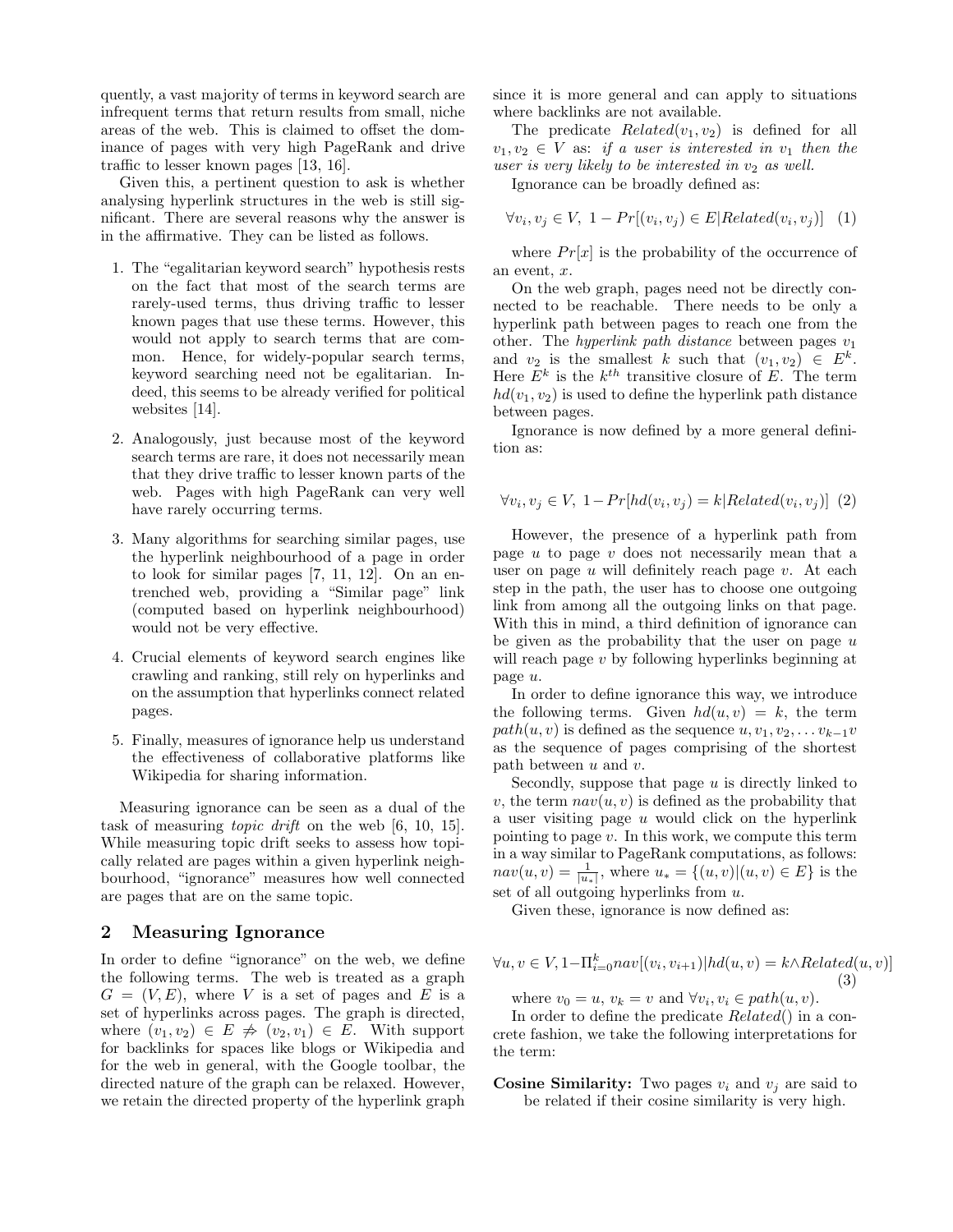quently, a vast majority of terms in keyword search are infrequent terms that return results from small, niche areas of the web. This is claimed to offset the dominance of pages with very high PageRank and drive traffic to lesser known pages [13, 16].

Given this, a pertinent question to ask is whether analysing hyperlink structures in the web is still significant. There are several reasons why the answer is in the affirmative. They can be listed as follows.

1. The "egalitarian keyword search" hypothesis rests on the fact that most of the search terms are rarely-used terms, thus driving traffic to lesser known pages that use these terms. However, this would not apply to search terms that are common. Hence, for widely-popular search terms, keyword searching need not be egalitarian. Indeed, this seems to be already verified for political websites [14].

2. Analogously, just because most of the keyword search terms are rare, it does not necessarily mean that they drive traffic to lesser known parts of the web. Pages with high PageRank can very well have rarely occurring terms.

3. Many algorithms for searching similar pages, use the hyperlink neighbourhood of a page in order to look for similar pages [7, 11, 12]. On an entrenched web, providing a "Similar page" link (computed based on hyperlink neighbourhood) would not be very effective.

4. Crucial elements of keyword search engines like crawling and ranking, still rely on hyperlinks and on the assumption that hyperlinks connect related pages.

5. Finally, measures of ignorance help us understand the effectiveness of collaborative platforms like Wikipedia for sharing information.

Measuring ignorance can be seen as a dual of the task of measuring *topic drift* on the web [6, 10, 15]. While measuring topic drift seeks to assess how topically related are pages within a given hyperlink neighbourhood, "ignorance" measures how well connected are pages that are on the same topic.

## 2 Measuring Ignorance

In order to define "ignorance" on the web, we define the following terms. The web is treated as a graph $G = (V, E)$, where $V$ is a set of pages and $E$ is a set of hyperlinks across pages. The graph is directed, where $(v_1, v_2) \in E \not\Rightarrow (v_2, v_1) \in E$. With support for backlinks for spaces like blogs or Wikipedia and for the web in general, with the Google toolbar, the directed nature of the graph can be relaxed. However, we retain the directed property of the hyperlink graph since it is more general and can apply to situations where backlinks are not available.

The predicate $Related(v_1, v_2)$ is defined for all $v_1, v_2 \in V$ as: *if a user is interested in $v_1$ then the user is very likely to be interested in $v_2$ as well.*

Ignorance can be broadly defined as:

$$\forall v_i, v_j \in V,\ 1 - Pr[(v_i, v_j) \in E | Related(v_i, v_j)] \quad (1)$$

where $Pr[x]$ is the probability of the occurrence of an event, $x$.

On the web graph, pages need not be directly connected to be reachable. There needs to be only a hyperlink path between pages to reach one from the other. The *hyperlink path distance* between pages $v_1$ and $v_2$ is the smallest $k$ such that $(v_1, v_2) \in E^k$. Here $E^k$ is the $k^{th}$ transitive closure of $E$. The term $hd(v_1, v_2)$ is used to define the hyperlink path distance between pages.

Ignorance is now defined by a more general definition as:

$$\forall v_i, v_j \in V,\ 1 - Pr[hd(v_i, v_j) = k | Related(v_i, v_j)] \quad (2)$$

However, the presence of a hyperlink path from page $u$ to page $v$ does not necessarily mean that a user on page $u$ will definitely reach page $v$. At each step in the path, the user has to choose one outgoing link from among all the outgoing links on that page. With this in mind, a third definition of ignorance can be given as the probability that the user on page $u$ will reach page $v$ by following hyperlinks beginning at page $u$.

In order to define ignorance this way, we introduce the following terms. Given $hd(u, v) = k$, the term $path(u, v)$ is defined as the sequence $u, v_1, v_2, \ldots v_{k-1}v$ as the sequence of pages comprising of the shortest path between $u$ and $v$.

Secondly, suppose that page $u$ is directly linked to $v$, the term $nav(u, v)$ is defined as the probability that a user visiting page $u$ would click on the hyperlink pointing to page $v$. In this work, we compute this term in a way similar to PageRank computations, as follows: $nav(u, v) = \frac{1}{|u_*|}$, where $u_* = \{(u, v) | (u, v) \in E\}$ is the set of all outgoing hyperlinks from $u$.

Given these, ignorance is now defined as:

$$\forall u, v \in V, 1 - \Pi_{i=0}^{k} nav[(v_i, v_{i+1}) | hd(u, v) = k \wedge Related(u, v)] \quad (3)$$

where $v_0 = u$, $v_k = v$ and $\forall v_i, v_i \in path(u, v)$.

In order to define the predicate $Related()$ in a concrete fashion, we take the following interpretations for the term:

**Cosine Similarity:** Two pages $v_i$ and $v_j$ are said to be related if their cosine similarity is very high.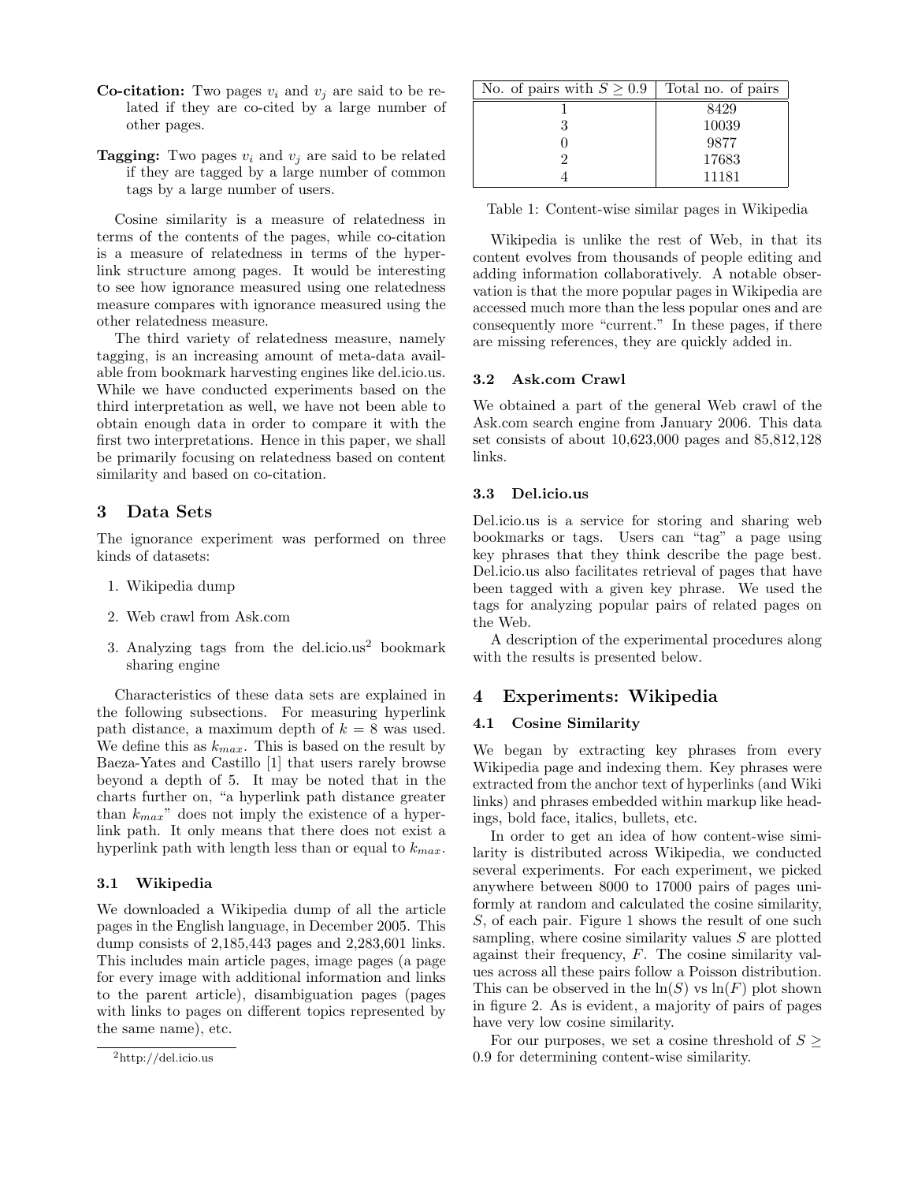**Co-citation:** Two pages $v_i$ and $v_j$ are said to be related if they are co-cited by a large number of other pages.

**Tagging:** Two pages $v_i$ and $v_j$ are said to be related if they are tagged by a large number of common tags by a large number of users.

Cosine similarity is a measure of relatedness in terms of the contents of the pages, while co-citation is a measure of relatedness in terms of the hyperlink structure among pages. It would be interesting to see how ignorance measured using one relatedness measure compares with ignorance measured using the other relatedness measure.

The third variety of relatedness measure, namely tagging, is an increasing amount of meta-data available from bookmark harvesting engines like del.icio.us. While we have conducted experiments based on the third interpretation as well, we have not been able to obtain enough data in order to compare it with the first two interpretations. Hence in this paper, we shall be primarily focusing on relatedness based on content similarity and based on co-citation.

## 3 Data Sets

The ignorance experiment was performed on three kinds of datasets:

1. Wikipedia dump
2. Web crawl from Ask.com
3. Analyzing tags from the del.icio.us[2] bookmark sharing engine

Characteristics of these data sets are explained in the following subsections. For measuring hyperlink path distance, a maximum depth of $k = 8$ was used. We define this as $k_{max}$. This is based on the result by Baeza-Yates and Castillo [1] that users rarely browse beyond a depth of 5. It may be noted that in the charts further on, "a hyperlink path distance greater than $k_{max}$" does not imply the existence of a hyperlink path. It only means that there does not exist a hyperlink path with length less than or equal to $k_{max}$.

### 3.1 Wikipedia

We downloaded a Wikipedia dump of all the article pages in the English language, in December 2005. This dump consists of 2,185,443 pages and 2,283,601 links. This includes main article pages, image pages (a page for every image with additional information and links to the parent article), disambiguation pages (pages with links to pages on different topics represented by the same name), etc.

[2] http://del.icio.us

| No. of pairs with $S \geq 0.9$ | Total no. of pairs |
|---|---|
| 1 | 8429 |
| 3 | 10039 |
| 0 | 9877 |
| 2 | 17683 |
| 4 | 11181 |

Table 1: Content-wise similar pages in Wikipedia

Wikipedia is unlike the rest of Web, in that its content evolves from thousands of people editing and adding information collaboratively. A notable observation is that the more popular pages in Wikipedia are accessed much more than the less popular ones and are consequently more "current." In these pages, if there are missing references, they are quickly added in.

### 3.2 Ask.com Crawl

We obtained a part of the general Web crawl of the Ask.com search engine from January 2006. This data set consists of about 10,623,000 pages and 85,812,128 links.

### 3.3 Del.icio.us

Del.icio.us is a service for storing and sharing web bookmarks or tags. Users can "tag" a page using key phrases that they think describe the page best. Del.icio.us also facilitates retrieval of pages that have been tagged with a given key phrase. We used the tags for analyzing popular pairs of related pages on the Web.

A description of the experimental procedures along with the results is presented below.

## 4 Experiments: Wikipedia

### 4.1 Cosine Similarity

We began by extracting key phrases from every Wikipedia page and indexing them. Key phrases were extracted from the anchor text of hyperlinks (and Wiki links) and phrases embedded within markup like headings, bold face, italics, bullets, etc.

In order to get an idea of how content-wise similarity is distributed across Wikipedia, we conducted several experiments. For each experiment, we picked anywhere between 8000 to 17000 pairs of pages uniformly at random and calculated the cosine similarity, $S$, of each pair. Figure 1 shows the result of one such sampling, where cosine similarity values $S$ are plotted against their frequency, $F$. The cosine similarity values across all these pairs follow a Poisson distribution. This can be observed in the $\ln(S)$ vs $\ln(F)$ plot shown in figure 2. As is evident, a majority of pairs of pages have very low cosine similarity.

For our purposes, we set a cosine threshold of $S \geq 0.9$ for determining content-wise similarity.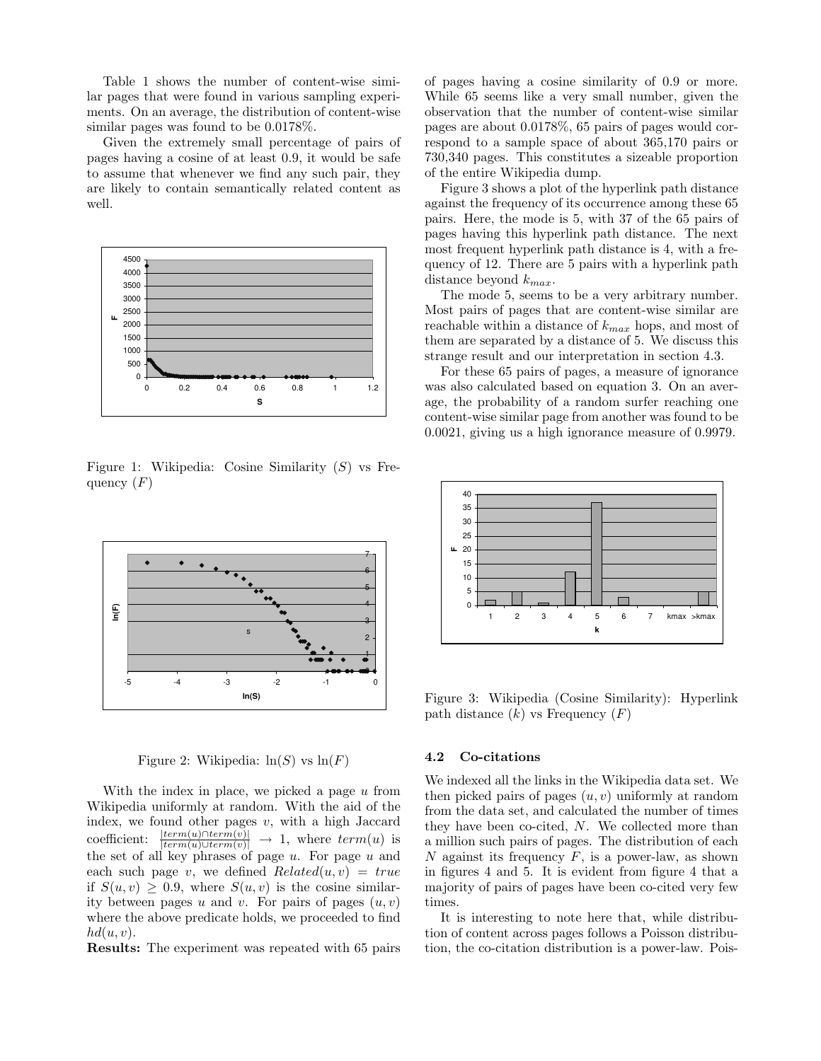Table 1 shows the number of content-wise similar pages that were found in various sampling experiments. On an average, the distribution of content-wise similar pages was found to be 0.0178%.

Given the extremely small percentage of pairs of pages having a cosine of at least 0.9, it would be safe to assume that whenever we find any such pair, they are likely to contain semantically related content as well.

Figure 1: Wikipedia: Cosine Similarity ($S$) vs Frequency ($F$)

Figure 2: Wikipedia: $\ln(S)$ vs $\ln(F)$

With the index in place, we picked a page $u$ from Wikipedia uniformly at random. With the aid of the index, we found other pages $v$, with a high Jaccard coefficient: $\frac{|term(u) \cap term(v)|}{|term(u) \cup term(v)|} \rightarrow 1$, where $term(u)$ is the set of all key phrases of page $u$. For page $u$ and each such page $v$, we defined $Related(u, v) = true$ if $S(u, v) \geq 0.9$, where $S(u, v)$ is the cosine similarity between pages $u$ and $v$. For pairs of pages $(u, v)$ where the above predicate holds, we proceeded to find $hd(u, v)$.

**Results:** The experiment was repeated with 65 pairs of pages having a cosine similarity of 0.9 or more. While 65 seems like a very small number, given the observation that the number of content-wise similar pages are about 0.0178%, 65 pairs of pages would correspond to a sample space of about 365,170 pairs or 730,340 pages. This constitutes a sizeable proportion of the entire Wikipedia dump.

Figure 3 shows a plot of the hyperlink path distance against the frequency of its occurrence among these 65 pairs. Here, the mode is 5, with 37 of the 65 pairs of pages having this hyperlink path distance. The next most frequent hyperlink path distance is 4, with a frequency of 12. There are 5 pairs with a hyperlink path distance beyond $k_{max}$.

The mode 5, seems to be a very arbitrary number. Most pairs of pages that are content-wise similar are reachable within a distance of $k_{max}$ hops, and most of them are separated by a distance of 5. We discuss this strange result and our interpretation in section 4.3.

For these 65 pairs of pages, a measure of ignorance was also calculated based on equation 3. On an average, the probability of a random surfer reaching one content-wise similar page from another was found to be 0.0021, giving us a high ignorance measure of 0.9979.

Figure 3: Wikipedia (Cosine Similarity): Hyperlink path distance ($k$) vs Frequency ($F$)

### 4.2 Co-citations

We indexed all the links in the Wikipedia data set. We then picked pairs of pages $(u, v)$ uniformly at random from the data set, and calculated the number of times they have been co-cited, $N$. We collected more than a million such pairs of pages. The distribution of each $N$ against its frequency $F$, is a power-law, as shown in figures 4 and 5. It is evident from figure 4 that a majority of pairs of pages have been co-cited very few times.

It is interesting to note here that, while distribution of content across pages follows a Poisson distribution, the co-citation distribution is a power-law. Pois-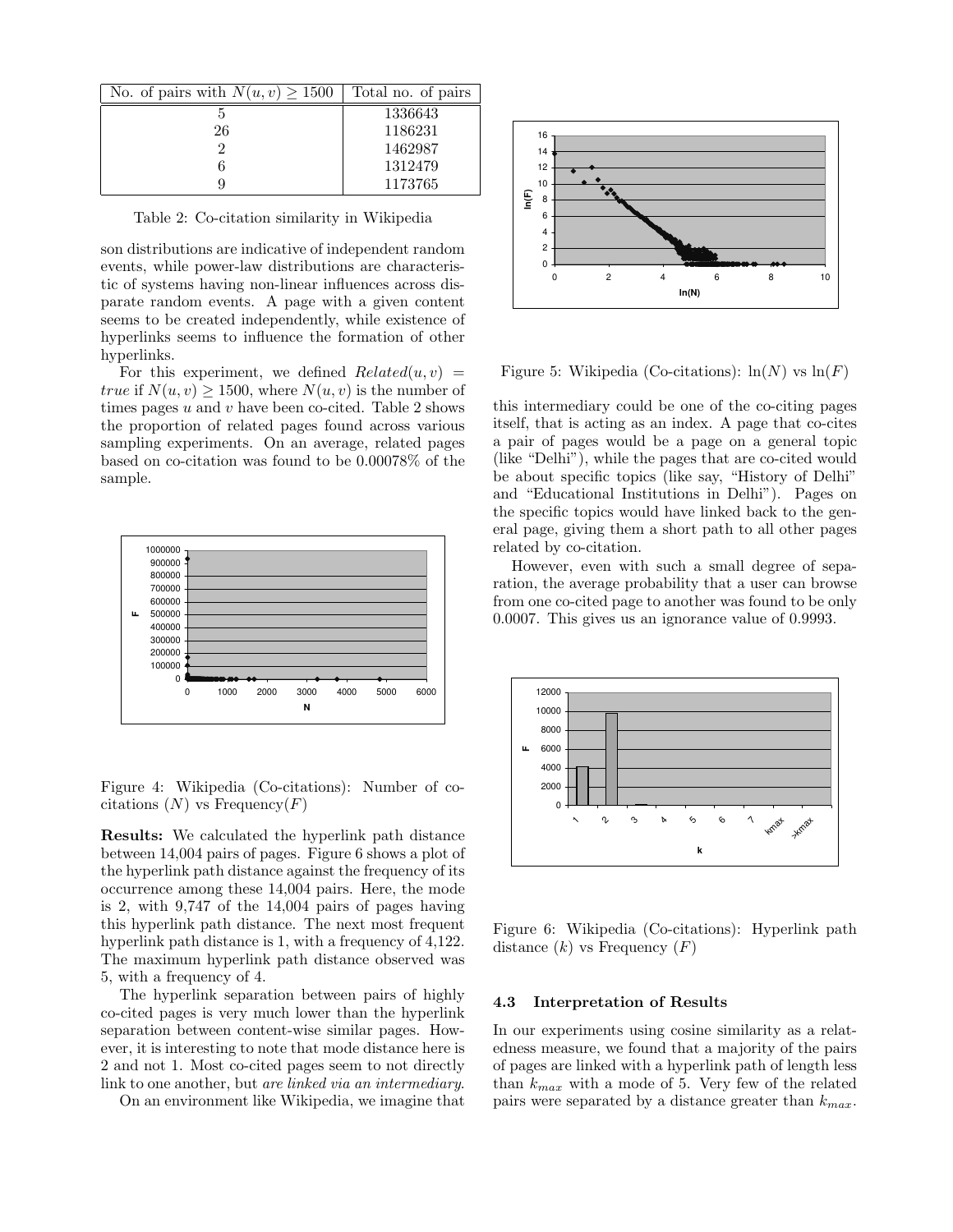| No. of pairs with $N(u, v) \geq 1500$ | Total no. of pairs |
|---|---|
| 5 | 1336643 |
| 26 | 1186231 |
| 2 | 1462987 |
| 6 | 1312479 |
| 9 | 1173765 |

Table 2: Co-citation similarity in Wikipedia

son distributions are indicative of independent random events, while power-law distributions are characteristic of systems having non-linear influences across disparate random events. A page with a given content seems to be created independently, while existence of hyperlinks seems to influence the formation of other hyperlinks.

For this experiment, we defined $Related(u, v) = true$ if $N(u, v) \geq 1500$, where $N(u, v)$ is the number of times pages $u$ and $v$ have been co-cited. Table 2 shows the proportion of related pages found across various sampling experiments. On an average, related pages based on co-citation was found to be 0.00078% of the sample.

Figure 4: Wikipedia (Co-citations): Number of co-citations ($N$) vs Frequency($F$)

**Results:** We calculated the hyperlink path distance between 14,004 pairs of pages. Figure 6 shows a plot of the hyperlink path distance against the frequency of its occurrence among these 14,004 pairs. Here, the mode is 2, with 9,747 of the 14,004 pairs of pages having this hyperlink path distance. The next most frequent hyperlink path distance is 1, with a frequency of 4,122. The maximum hyperlink path distance observed was 5, with a frequency of 4.

The hyperlink separation between pairs of highly co-cited pages is very much lower than the hyperlink separation between content-wise similar pages. However, it is interesting to note that mode distance here is 2 and not 1. Most co-cited pages seem to not directly link to one another, but *are linked via an intermediary*.

On an environment like Wikipedia, we imagine that this intermediary could be one of the co-citing pages itself, that is acting as an index. A page that co-cites a pair of pages would be a page on a general topic (like "Delhi"), while the pages that are co-cited would be about specific topics (like say, "History of Delhi" and "Educational Institutions in Delhi"). Pages on the specific topics would have linked back to the general page, giving them a short path to all other pages related by co-citation.

Figure 5: Wikipedia (Co-citations): $\ln(N)$ vs $\ln(F)$

However, even with such a small degree of separation, the average probability that a user can browse from one co-cited page to another was found to be only 0.0007. This gives us an ignorance value of 0.9993.

Figure 6: Wikipedia (Co-citations): Hyperlink path distance ($k$) vs Frequency ($F$)

### 4.3 Interpretation of Results

In our experiments using cosine similarity as a relatedness measure, we found that a majority of the pairs of pages are linked with a hyperlink path of length less than $k_{max}$ with a mode of 5. Very few of the related pairs were separated by a distance greater than $k_{max}$.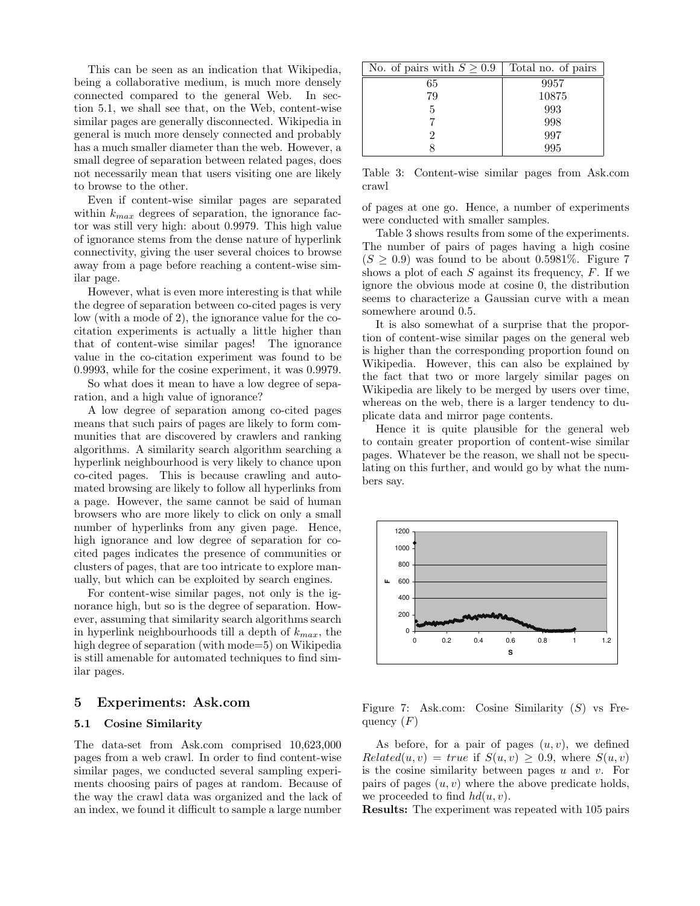This can be seen as an indication that Wikipedia, being a collaborative medium, is much more densely connected compared to the general Web. In section 5.1, we shall see that, on the Web, content-wise similar pages are generally disconnected. Wikipedia in general is much more densely connected and probably has a much smaller diameter than the web. However, a small degree of separation between related pages, does not necessarily mean that users visiting one are likely to browse to the other.

Even if content-wise similar pages are separated within $k_{max}$ degrees of separation, the ignorance factor was still very high: about 0.9979. This high value of ignorance stems from the dense nature of hyperlink connectivity, giving the user several choices to browse away from a page before reaching a content-wise similar page.

However, what is even more interesting is that while the degree of separation between co-cited pages is very low (with a mode of 2), the ignorance value for the co-citation experiments is actually a little higher than that of content-wise similar pages! The ignorance value in the co-citation experiment was found to be 0.9993, while for the cosine experiment, it was 0.9979.

So what does it mean to have a low degree of separation, and a high value of ignorance?

A low degree of separation among co-cited pages means that such pairs of pages are likely to form communities that are discovered by crawlers and ranking algorithms. A similarity search algorithm searching a hyperlink neighbourhood is very likely to chance upon co-cited pages. This is because crawling and automated browsing are likely to follow all hyperlinks from a page. However, the same cannot be said of human browsers who are more likely to click on only a small number of hyperlinks from any given page. Hence, high ignorance and low degree of separation for co-cited pages indicates the presence of communities or clusters of pages, that are too intricate to explore manually, but which can be exploited by search engines.

For content-wise similar pages, not only is the ignorance high, but so is the degree of separation. However, assuming that similarity search algorithms search in hyperlink neighbourhoods till a depth of $k_{max}$, the high degree of separation (with mode=5) on Wikipedia is still amenable for automated techniques to find similar pages.

## 5 Experiments: Ask.com

### 5.1 Cosine Similarity

The data-set from Ask.com comprised 10,623,000 pages from a web crawl. In order to find content-wise similar pages, we conducted several sampling experiments choosing pairs of pages at random. Because of the way the crawl data was organized and the lack of an index, we found it difficult to sample a large number of pages at one go. Hence, a number of experiments were conducted with smaller samples.

| No. of pairs with $S \geq 0.9$ | Total no. of pairs |
|---|---|
| 65 | 9957 |
| 79 | 10875 |
| 5 | 993 |
| 7 | 998 |
| 2 | 997 |
| 8 | 995 |

Table 3: Content-wise similar pages from Ask.com crawl

Table 3 shows results from some of the experiments. The number of pairs of pages having a high cosine ($S \geq 0.9$) was found to be about 0.5981%. Figure 7 shows a plot of each $S$ against its frequency, $F$. If we ignore the obvious mode at cosine 0, the distribution seems to characterize a Gaussian curve with a mean somewhere around 0.5.

It is also somewhat of a surprise that the proportion of content-wise similar pages on the general web is higher than the corresponding proportion found on Wikipedia. However, this can also be explained by the fact that two or more largely similar pages on Wikipedia are likely to be merged by users over time, whereas on the web, there is a larger tendency to duplicate data and mirror page contents.

Hence it is quite plausible for the general web to contain greater proportion of content-wise similar pages. Whatever be the reason, we shall not be speculating on this further, and would go by what the numbers say.

Figure 7: Ask.com: Cosine Similarity ($S$) vs Frequency ($F$)

As before, for a pair of pages $(u, v)$, we defined $Related(u, v) = true$ if $S(u, v) \geq 0.9$, where $S(u, v)$ is the cosine similarity between pages $u$ and $v$. For pairs of pages $(u, v)$ where the above predicate holds, we proceeded to find $hd(u, v)$.

**Results:** The experiment was repeated with 105 pairs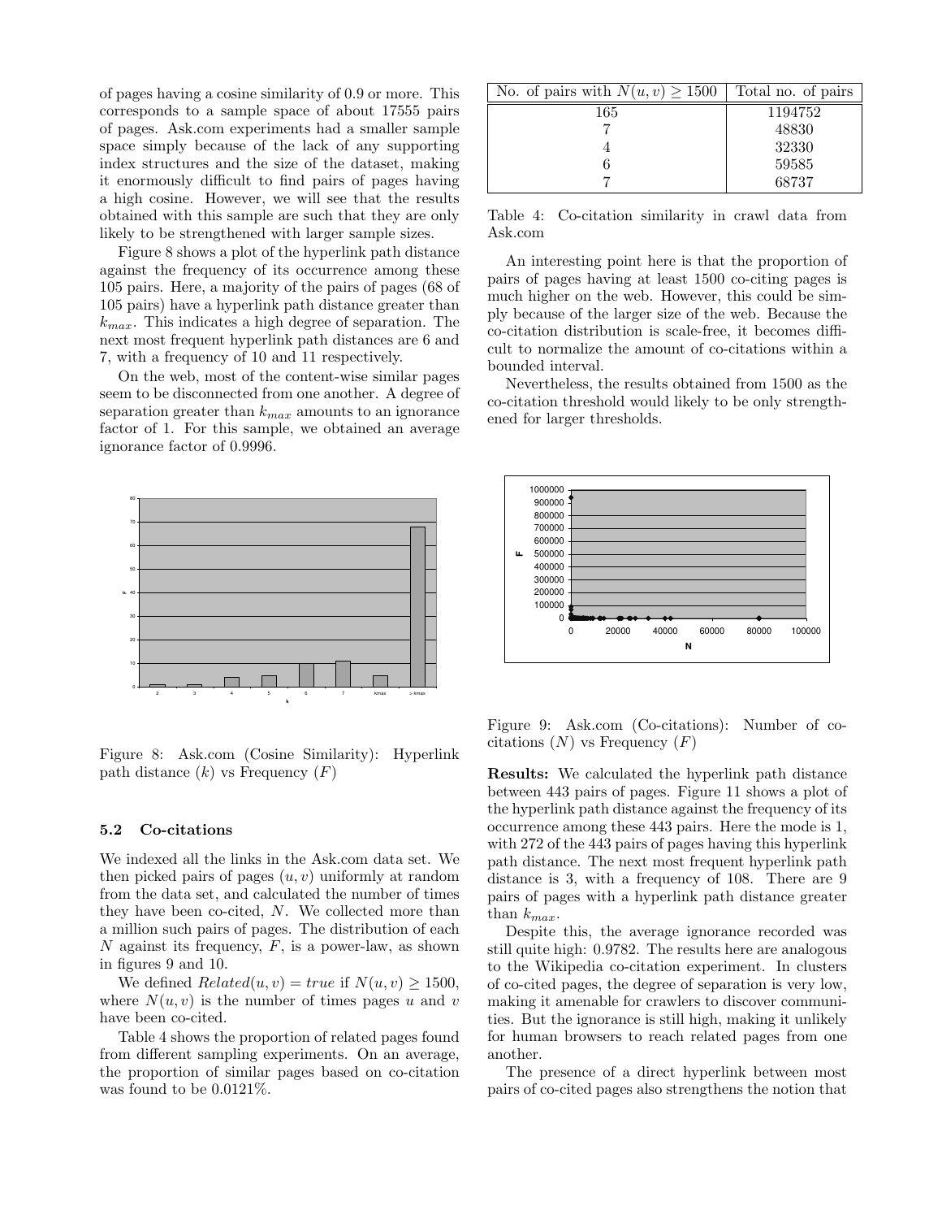of pages having a cosine similarity of 0.9 or more. This corresponds to a sample space of about 17555 pairs of pages. Ask.com experiments had a smaller sample space simply because of the lack of any supporting index structures and the size of the dataset, making it enormously difficult to find pairs of pages having a high cosine. However, we will see that the results obtained with this sample are such that they are only likely to be strengthened with larger sample sizes.

Figure 8 shows a plot of the hyperlink path distance against the frequency of its occurrence among these 105 pairs. Here, a majority of the pairs of pages (68 of 105 pairs) have a hyperlink path distance greater than $k_{max}$. This indicates a high degree of separation. The next most frequent hyperlink path distances are 6 and 7, with a frequency of 10 and 11 respectively.

On the web, most of the content-wise similar pages seem to be disconnected from one another. A degree of separation greater than $k_{max}$ amounts to an ignorance factor of 1. For this sample, we obtained an average ignorance factor of 0.9996.

Figure 8: Ask.com (Cosine Similarity): Hyperlink path distance ($k$) vs Frequency ($F$)

### 5.2 Co-citations

We indexed all the links in the Ask.com data set. We then picked pairs of pages $(u, v)$ uniformly at random from the data set, and calculated the number of times they have been co-cited, $N$. We collected more than a million such pairs of pages. The distribution of each $N$ against its frequency, $F$, is a power-law, as shown in figures 9 and 10.

We defined $Related(u, v) = true$ if $N(u, v) \geq 1500$, where $N(u, v)$ is the number of times pages $u$ and $v$ have been co-cited.

Table 4 shows the proportion of related pages found from different sampling experiments. On an average, the proportion of similar pages based on co-citation was found to be 0.0121%.

| No. of pairs with $N(u, v) \geq 1500$ | Total no. of pairs |
|---|---|
| 165 | 1194752 |
| 7 | 48830 |
| 4 | 32330 |
| 6 | 59585 |
| 7 | 68737 |

Table 4: Co-citation similarity in crawl data from Ask.com

An interesting point here is that the proportion of pairs of pages having at least 1500 co-citing pages is much higher on the web. However, this could be simply because of the larger size of the web. Because the co-citation distribution is scale-free, it becomes difficult to normalize the amount of co-citations within a bounded interval.

Nevertheless, the results obtained from 1500 as the co-citation threshold would likely to be only strengthened for larger thresholds.

Figure 9: Ask.com (Co-citations): Number of co-citations ($N$) vs Frequency ($F$)

**Results:** We calculated the hyperlink path distance between 443 pairs of pages. Figure 11 shows a plot of the hyperlink path distance against the frequency of its occurrence among these 443 pairs. Here the mode is 1, with 272 of the 443 pairs of pages having this hyperlink path distance. The next most frequent hyperlink path distance is 3, with a frequency of 108. There are 9 pairs of pages with a hyperlink path distance greater than $k_{max}$.

Despite this, the average ignorance recorded was still quite high: 0.9782. The results here are analogous to the Wikipedia co-citation experiment. In clusters of co-cited pages, the degree of separation is very low, making it amenable for crawlers to discover communities. But the ignorance is still high, making it unlikely for human browsers to reach related pages from one another.

The presence of a direct hyperlink between most pairs of co-cited pages also strengthens the notion that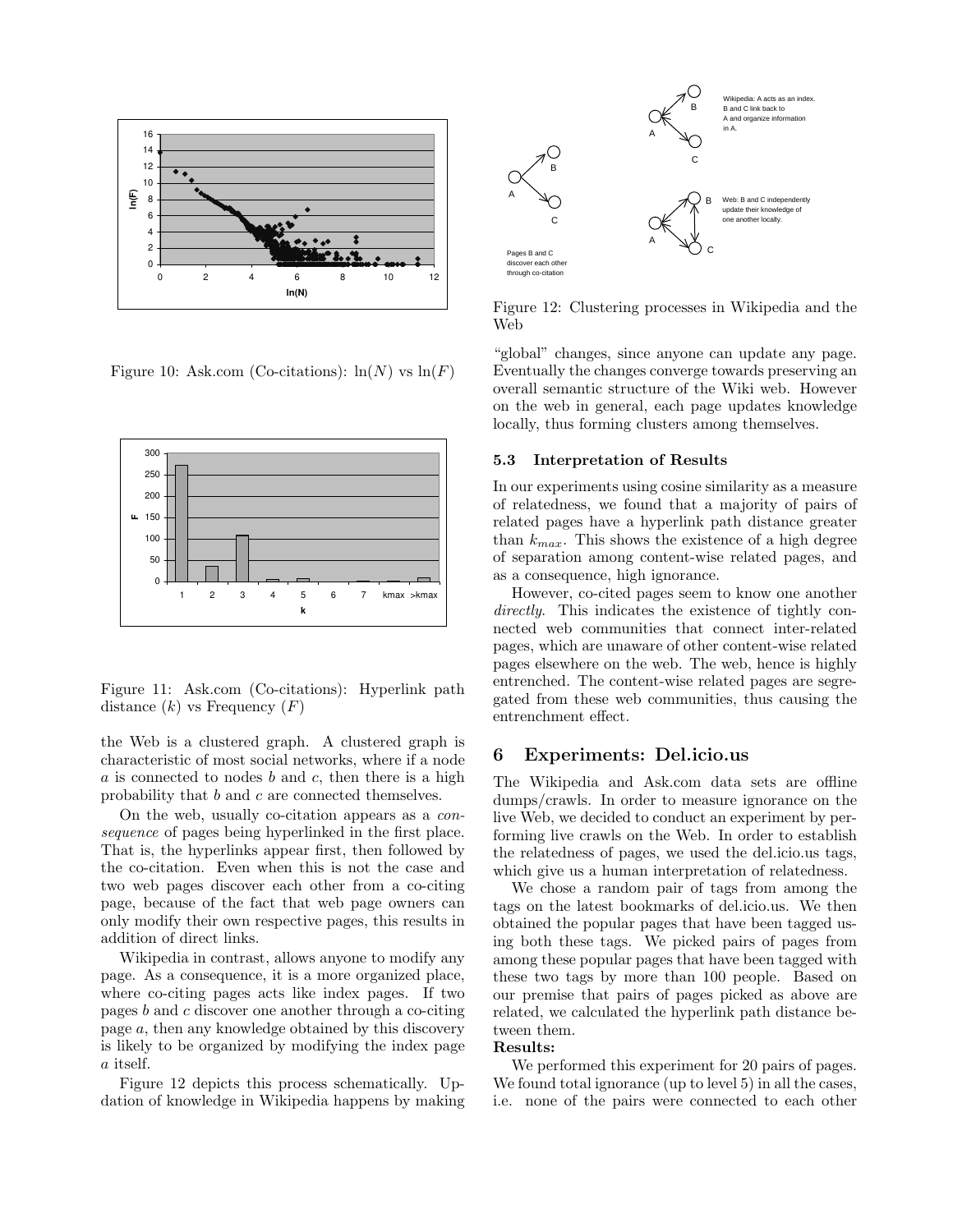Figure 10: Ask.com (Co-citations): $\ln(N)$ vs $\ln(F)$

Figure 11: Ask.com (Co-citations): Hyperlink path distance ($k$) vs Frequency ($F$)

the Web is a clustered graph. A clustered graph is characteristic of most social networks, where if a node $a$ is connected to nodes $b$ and $c$, then there is a high probability that $b$ and $c$ are connected themselves.

On the web, usually co-citation appears as a *consequence* of pages being hyperlinked in the first place. That is, the hyperlinks appear first, then followed by the co-citation. Even when this is not the case and two web pages discover each other from a co-citing page, because of the fact that web page owners can only modify their own respective pages, this results in addition of direct links.

Wikipedia in contrast, allows anyone to modify any page. As a consequence, it is a more organized place, where co-citing pages acts like index pages. If two pages $b$ and $c$ discover one another through a co-citing page $a$, then any knowledge obtained by this discovery is likely to be organized by modifying the index page $a$ itself.

Figure 12 depicts this process schematically. Updation of knowledge in Wikipedia happens by making "global" changes, since anyone can update any page. Eventually the changes converge towards preserving an overall semantic structure of the Wiki web. However on the web in general, each page updates knowledge locally, thus forming clusters among themselves.

Figure 12: Clustering processes in Wikipedia and the Web

### 5.3 Interpretation of Results

In our experiments using cosine similarity as a measure of relatedness, we found that a majority of pairs of related pages have a hyperlink path distance greater than $k_{max}$. This shows the existence of a high degree of separation among content-wise related pages, and as a consequence, high ignorance.

However, co-cited pages seem to know one another *directly*. This indicates the existence of tightly connected web communities that connect inter-related pages, which are unaware of other content-wise related pages elsewhere on the web. The web, hence is highly entrenched. The content-wise related pages are segregated from these web communities, thus causing the entrenchment effect.

## 6 Experiments: Del.icio.us

The Wikipedia and Ask.com data sets are offline dumps/crawls. In order to measure ignorance on the live Web, we decided to conduct an experiment by performing live crawls on the Web. In order to establish the relatedness of pages, we used the del.icio.us tags, which give us a human interpretation of relatedness.

We chose a random pair of tags from among the tags on the latest bookmarks of del.icio.us. We then obtained the popular pages that have been tagged using both these tags. We picked pairs of pages from among these popular pages that have been tagged with these two tags by more than 100 people. Based on our premise that pairs of pages picked as above are related, we calculated the hyperlink path distance between them.

**Results:**

We performed this experiment for 20 pairs of pages. We found total ignorance (up to level 5) in all the cases, i.e. none of the pairs were connected to each other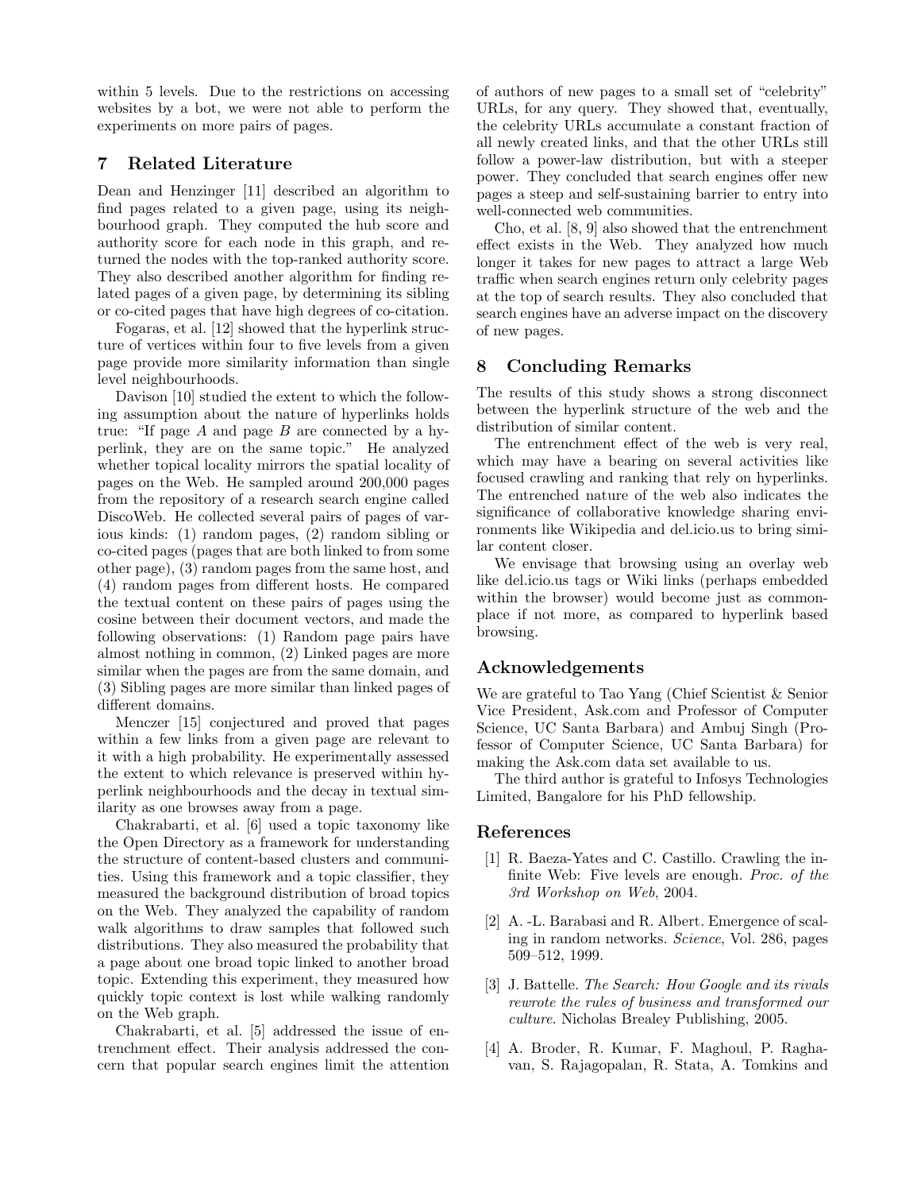within 5 levels. Due to the restrictions on accessing websites by a bot, we were not able to perform the experiments on more pairs of pages.

## 7 Related Literature

Dean and Henzinger [11] described an algorithm to find pages related to a given page, using its neighbourhood graph. They computed the hub score and authority score for each node in this graph, and returned the nodes with the top-ranked authority score. They also described another algorithm for finding related pages of a given page, by determining its sibling or co-cited pages that have high degrees of co-citation.

Fogaras, et al. [12] showed that the hyperlink structure of vertices within four to five levels from a given page provide more similarity information than single level neighbourhoods.

Davison [10] studied the extent to which the following assumption about the nature of hyperlinks holds true: "If page $A$ and page $B$ are connected by a hyperlink, they are on the same topic." He analyzed whether topical locality mirrors the spatial locality of pages on the Web. He sampled around 200,000 pages from the repository of a research search engine called DiscoWeb. He collected several pairs of pages of various kinds: (1) random pages, (2) random sibling or co-cited pages (pages that are both linked to from some other page), (3) random pages from the same host, and (4) random pages from different hosts. He compared the textual content on these pairs of pages using the cosine between their document vectors, and made the following observations: (1) Random page pairs have almost nothing in common, (2) Linked pages are more similar when the pages are from the same domain, and (3) Sibling pages are more similar than linked pages of different domains.

Menczer [15] conjectured and proved that pages within a few links from a given page are relevant to it with a high probability. He experimentally assessed the extent to which relevance is preserved within hyperlink neighbourhoods and the decay in textual similarity as one browses away from a page.

Chakrabarti, et al. [6] used a topic taxonomy like the Open Directory as a framework for understanding the structure of content-based clusters and communities. Using this framework and a topic classifier, they measured the background distribution of broad topics on the Web. They analyzed the capability of random walk algorithms to draw samples that followed such distributions. They also measured the probability that a page about one broad topic linked to another broad topic. Extending this experiment, they measured how quickly topic context is lost while walking randomly on the Web graph.

Chakrabarti, et al. [5] addressed the issue of entrenchment effect. Their analysis addressed the concern that popular search engines limit the attention of authors of new pages to a small set of "celebrity" URLs, for any query. They showed that, eventually, the celebrity URLs accumulate a constant fraction of all newly created links, and that the other URLs still follow a power-law distribution, but with a steeper power. They concluded that search engines offer new pages a steep and self-sustaining barrier to entry into well-connected web communities.

Cho, et al. [8, 9] also showed that the entrenchment effect exists in the Web. They analyzed how much longer it takes for new pages to attract a large Web traffic when search engines return only celebrity pages at the top of search results. They also concluded that search engines have an adverse impact on the discovery of new pages.

## 8 Concluding Remarks

The results of this study shows a strong disconnect between the hyperlink structure of the web and the distribution of similar content.

The entrenchment effect of the web is very real, which may have a bearing on several activities like focused crawling and ranking that rely on hyperlinks. The entrenched nature of the web also indicates the significance of collaborative knowledge sharing environments like Wikipedia and del.icio.us to bring similar content closer.

We envisage that browsing using an overlay web like del.icio.us tags or Wiki links (perhaps embedded within the browser) would become just as commonplace if not more, as compared to hyperlink based browsing.

## Acknowledgements

We are grateful to Tao Yang (Chief Scientist & Senior Vice President, Ask.com and Professor of Computer Science, UC Santa Barbara) and Ambuj Singh (Professor of Computer Science, UC Santa Barbara) for making the Ask.com data set available to us.

The third author is grateful to Infosys Technologies Limited, Bangalore for his PhD fellowship.

## References

[1] R. Baeza-Yates and C. Castillo. Crawling the infinite Web: Five levels are enough. *Proc. of the 3rd Workshop on Web*, 2004.

[2] A. -L. Barabasi and R. Albert. Emergence of scaling in random networks. *Science*, Vol. 286, pages 509–512, 1999.

[3] J. Battelle. *The Search: How Google and its rivals rewrote the rules of business and transformed our culture*. Nicholas Brealey Publishing, 2005.

[4] A. Broder, R. Kumar, F. Maghoul, P. Raghavan, S. Rajagopalan, R. Stata, A. Tomkins and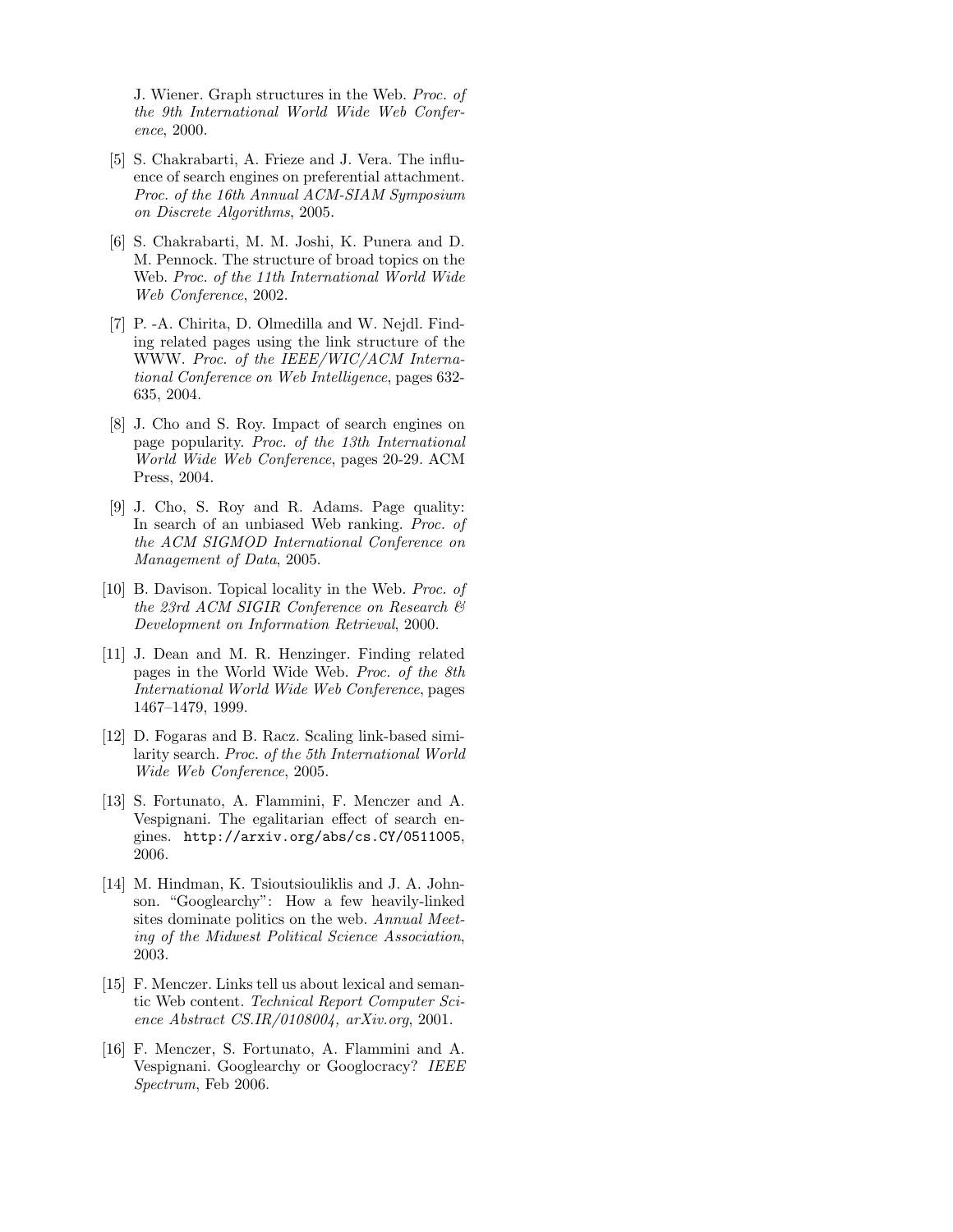J. Wiener. Graph structures in the Web. *Proc. of the 9th International World Wide Web Conference*, 2000.

[5] S. Chakrabarti, A. Frieze and J. Vera. The influence of search engines on preferential attachment. *Proc. of the 16th Annual ACM-SIAM Symposium on Discrete Algorithms*, 2005.

[6] S. Chakrabarti, M. M. Joshi, K. Punera and D. M. Pennock. The structure of broad topics on the Web. *Proc. of the 11th International World Wide Web Conference*, 2002.

[7] P. -A. Chirita, D. Olmedilla and W. Nejdl. Finding related pages using the link structure of the WWW. *Proc. of the IEEE/WIC/ACM International Conference on Web Intelligence*, pages 632-635, 2004.

[8] J. Cho and S. Roy. Impact of search engines on page popularity. *Proc. of the 13th International World Wide Web Conference*, pages 20-29. ACM Press, 2004.

[9] J. Cho, S. Roy and R. Adams. Page quality: In search of an unbiased Web ranking. *Proc. of the ACM SIGMOD International Conference on Management of Data*, 2005.

[10] B. Davison. Topical locality in the Web. *Proc. of the 23rd ACM SIGIR Conference on Research & Development on Information Retrieval*, 2000.

[11] J. Dean and M. R. Henzinger. Finding related pages in the World Wide Web. *Proc. of the 8th International World Wide Web Conference*, pages 1467–1479, 1999.

[12] D. Fogaras and B. Racz. Scaling link-based similarity search. *Proc. of the 5th International World Wide Web Conference*, 2005.

[13] S. Fortunato, A. Flammini, F. Menczer and A. Vespignani. The egalitarian effect of search engines. `http://arxiv.org/abs/cs.CY/0511005`, 2006.

[14] M. Hindman, K. Tsioutsiouliklis and J. A. Johnson. "Googlearchy": How a few heavily-linked sites dominate politics on the web. *Annual Meeting of the Midwest Political Science Association*, 2003.

[15] F. Menczer. Links tell us about lexical and semantic Web content. *Technical Report Computer Science Abstract CS.IR/0108004, arXiv.org*, 2001.

[16] F. Menczer, S. Fortunato, A. Flammini and A. Vespignani. Googlearchy or Googlocracy? *IEEE Spectrum*, Feb 2006.